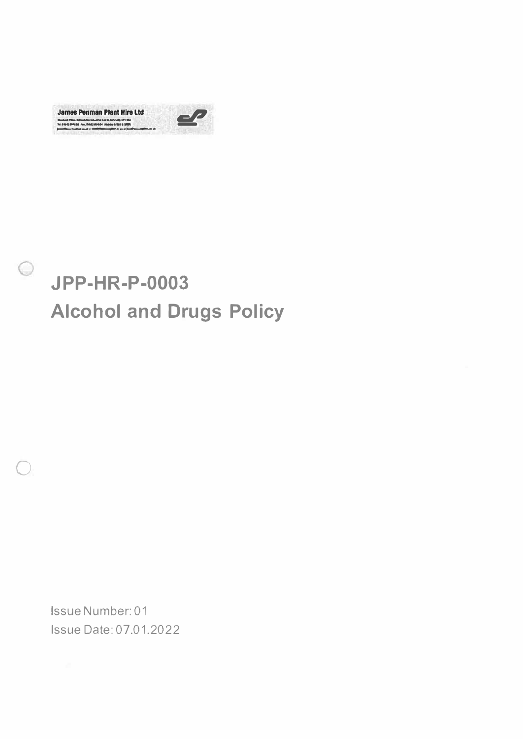James Penman Plant Hire Ltd

# JPP-HR-P-0003
# Alcohol and Drugs Policy

Issue Number: 01
Issue Date: 07.01.2022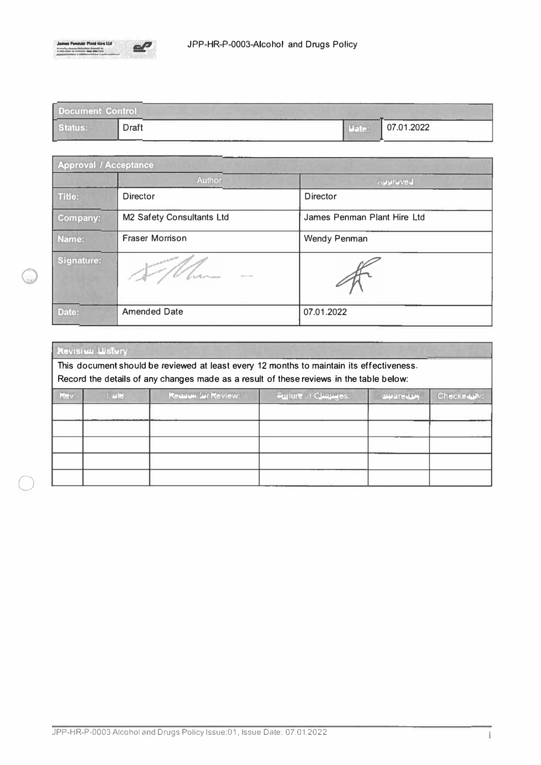| Document Control | | | |
|---|---|---|---|
| Status: | Draft | Date: | 07.01.2022 |

| Approval / Acceptance | | |
|---|---|---|
| | Author | Approved |
| Title: | Director | Director |
| Company: | M2 Safety Consultants Ltd | James Penman Plant Hire Ltd |
| Name: | Fraser Morrison | Wendy Penman |
| Signature: | | |
| Date: | Amended Date | 07.01.2022 |

**Revision History**

This document should be reviewed at least every 12 months to maintain its effectiveness.
Record the details of any changes made as a result of these reviews in the table below:

| Rev: | Date: | Reason for Review: | Nature of Changes: | Prepared by: | Checked by: |
|---|---|---|---|---|---|
| | | | | | |
| | | | | | |
| | | | | | |
| | | | | | |
| | | | | | |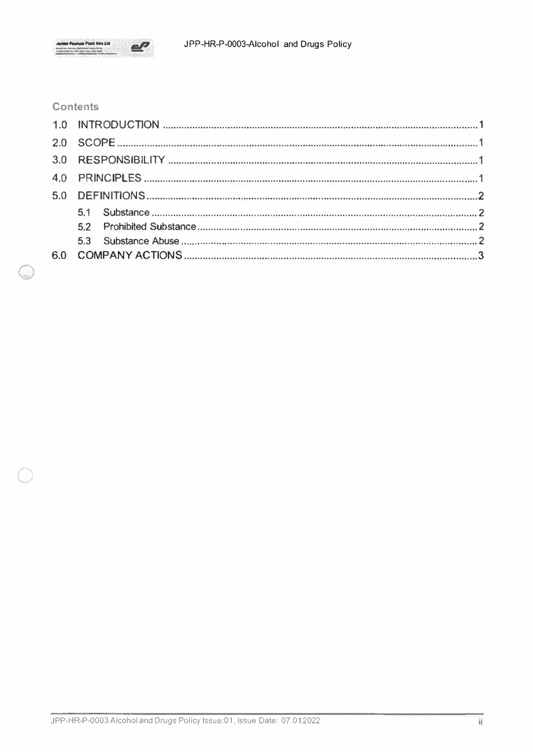## Contents

1.0 INTRODUCTION ........................................................................................................... 1

2.0 SCOPE ........................................................................................................................ 1

3.0 RESPONSIBILITY ....................................................................................................... 1

4.0 PRINCIPLES ............................................................................................................... 1

5.0 DEFINITIONS .............................................................................................................. 2

- 5.1 Substance .............................................................................................................. 2
- 5.2 Prohibited Substance ............................................................................................ 2
- 5.3 Substance Abuse ................................................................................................... 2

6.0 COMPANY ACTIONS .................................................................................................. 3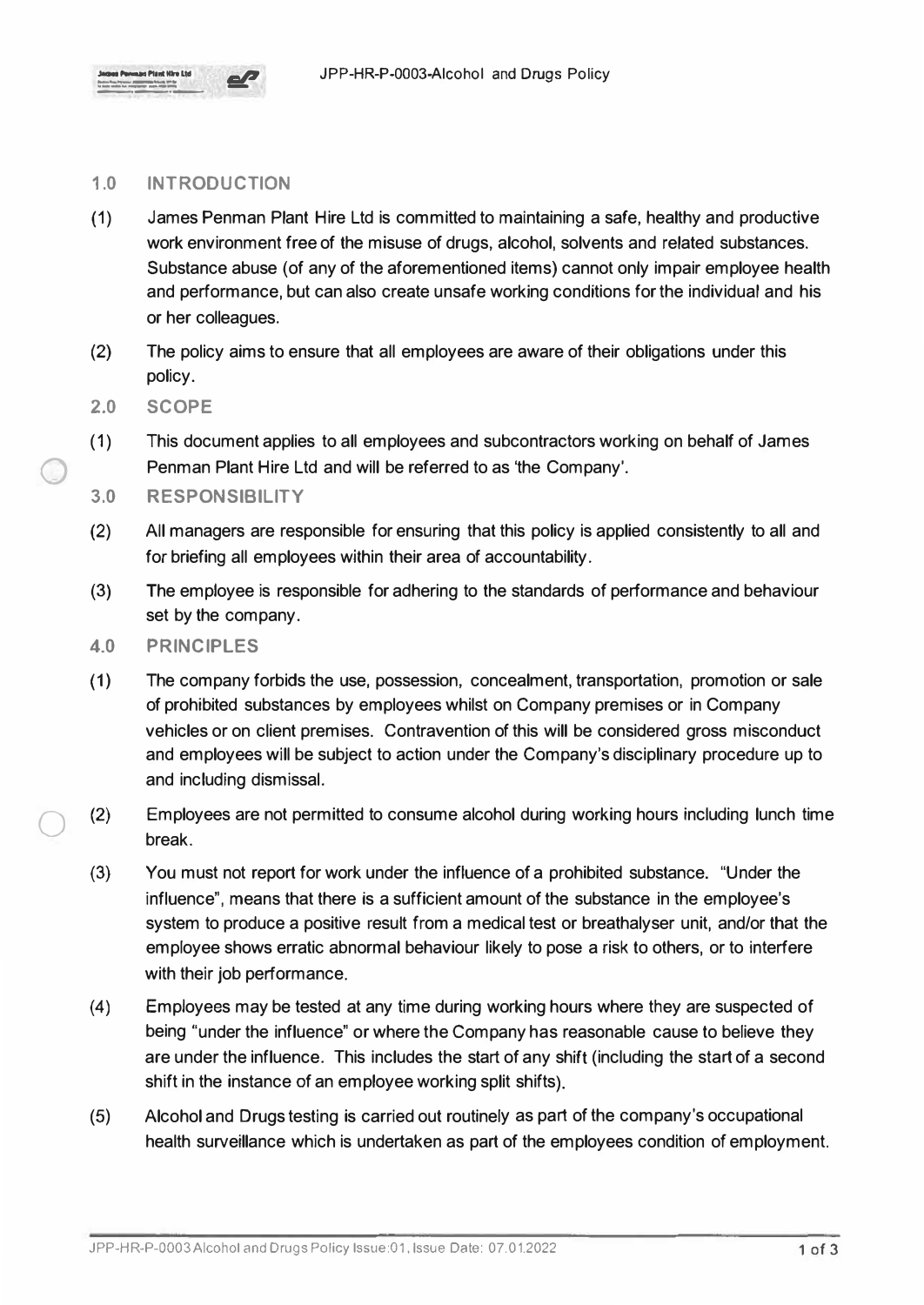## 1.0 INTRODUCTION

(1) James Penman Plant Hire Ltd is committed to maintaining a safe, healthy and productive work environment free of the misuse of drugs, alcohol, solvents and related substances. Substance abuse (of any of the aforementioned items) cannot only impair employee health and performance, but can also create unsafe working conditions for the individual and his or her colleagues.

(2) The policy aims to ensure that all employees are aware of their obligations under this policy.

## 2.0 SCOPE

(1) This document applies to all employees and subcontractors working on behalf of James Penman Plant Hire Ltd and will be referred to as 'the Company'.

## 3.0 RESPONSIBILITY

(2) All managers are responsible for ensuring that this policy is applied consistently to all and for briefing all employees within their area of accountability.

(3) The employee is responsible for adhering to the standards of performance and behaviour set by the company.

## 4.0 PRINCIPLES

(1) The company forbids the use, possession, concealment, transportation, promotion or sale of prohibited substances by employees whilst on Company premises or in Company vehicles or on client premises. Contravention of this will be considered gross misconduct and employees will be subject to action under the Company's disciplinary procedure up to and including dismissal.

(2) Employees are not permitted to consume alcohol during working hours including lunch time break.

(3) You must not report for work under the influence of a prohibited substance. "Under the influence", means that there is a sufficient amount of the substance in the employee's system to produce a positive result from a medical test or breathalyser unit, and/or that the employee shows erratic abnormal behaviour likely to pose a risk to others, or to interfere with their job performance.

(4) Employees may be tested at any time during working hours where they are suspected of being "under the influence" or where the Company has reasonable cause to believe they are under the influence. This includes the start of any shift (including the start of a second shift in the instance of an employee working split shifts).

(5) Alcohol and Drugs testing is carried out routinely as part of the company's occupational health surveillance which is undertaken as part of the employees condition of employment.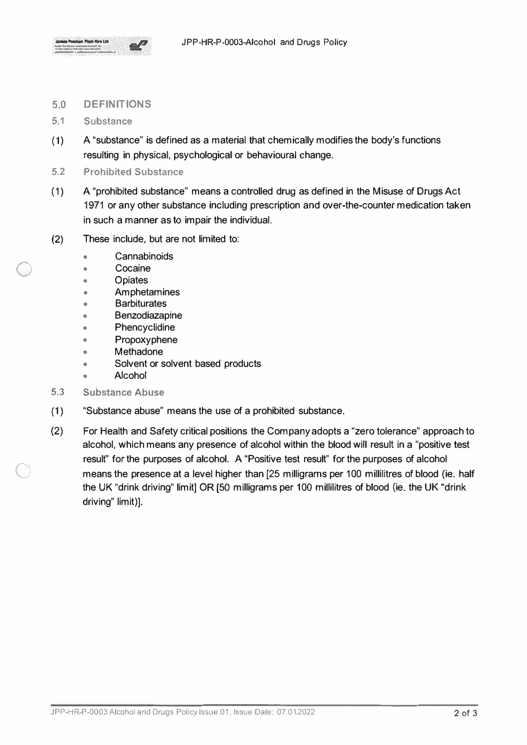## 5.0 DEFINITIONS

### 5.1 Substance

(1) A "substance" is defined as a material that chemically modifies the body's functions resulting in physical, psychological or behavioural change.

### 5.2 Prohibited Substance

(1) A "prohibited substance" means a controlled drug as defined in the Misuse of Drugs Act 1971 or any other substance including prescription and over-the-counter medication taken in such a manner as to impair the individual.

(2) These include, but are not limited to:

- Cannabinoids
- Cocaine
- Opiates
- Amphetamines
- Barbiturates
- Benzodiazapine
- Phencyclidine
- Propoxyphene
- Methadone
- Solvent or solvent based products
- Alcohol

### 5.3 Substance Abuse

(1) "Substance abuse" means the use of a prohibited substance.

(2) For Health and Safety critical positions the Company adopts a "zero tolerance" approach to alcohol, which means any presence of alcohol within the blood will result in a "positive test result" for the purposes of alcohol. A "Positive test result" for the purposes of alcohol means the presence at a level higher than [25 milligrams per 100 millilitres of blood (ie. half the UK "drink driving" limit] OR [50 milligrams per 100 millilitres of blood (ie. the UK "drink driving" limit)].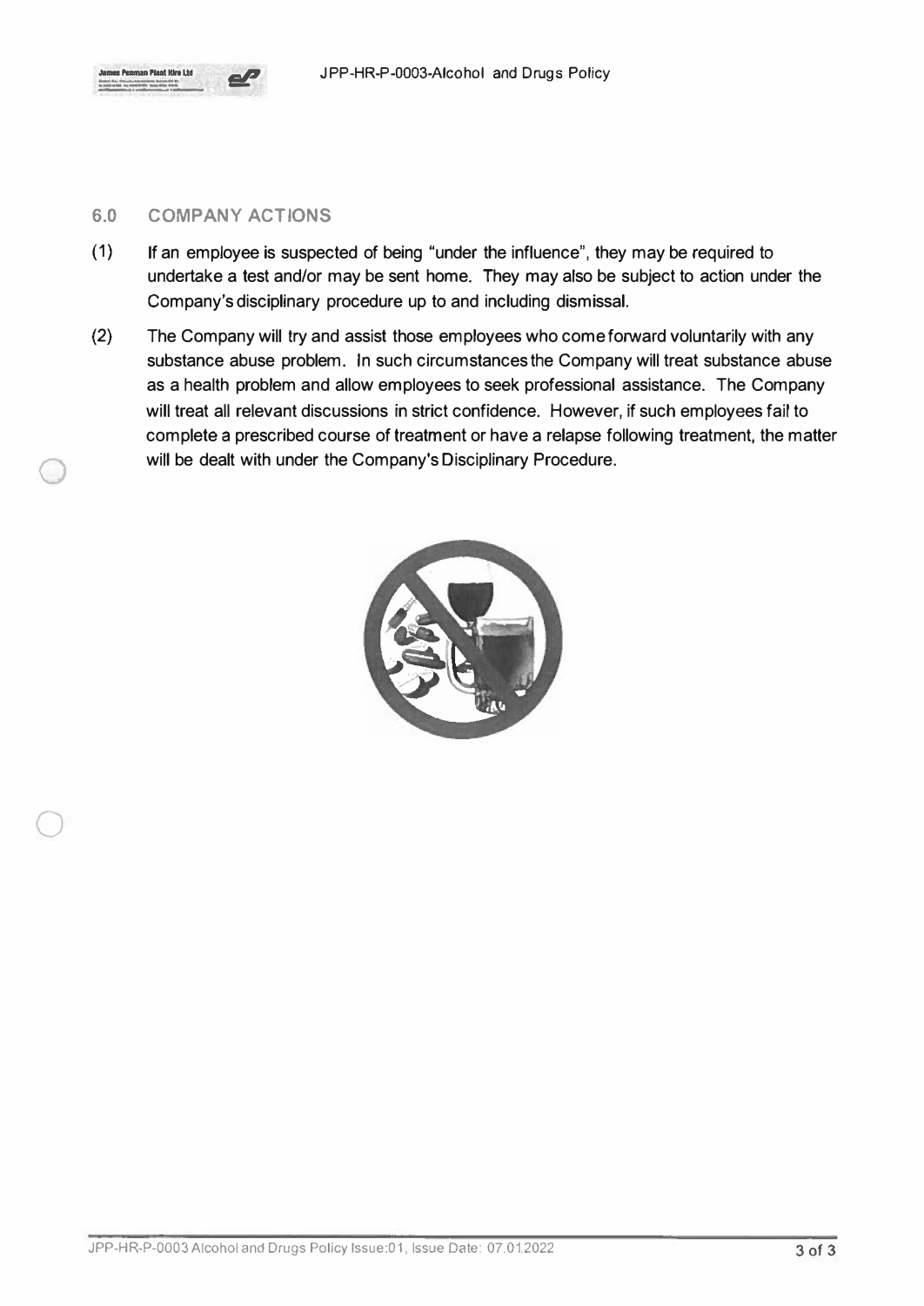## 6.0 COMPANY ACTIONS

(1) If an employee is suspected of being "under the influence", they may be required to undertake a test and/or may be sent home. They may also be subject to action under the Company's disciplinary procedure up to and including dismissal.

(2) The Company will try and assist those employees who come forward voluntarily with any substance abuse problem. In such circumstances the Company will treat substance abuse as a health problem and allow employees to seek professional assistance. The Company will treat all relevant discussions in strict confidence. However, if such employees fail to complete a prescribed course of treatment or have a relapse following treatment, the matter will be dealt with under the Company's Disciplinary Procedure.